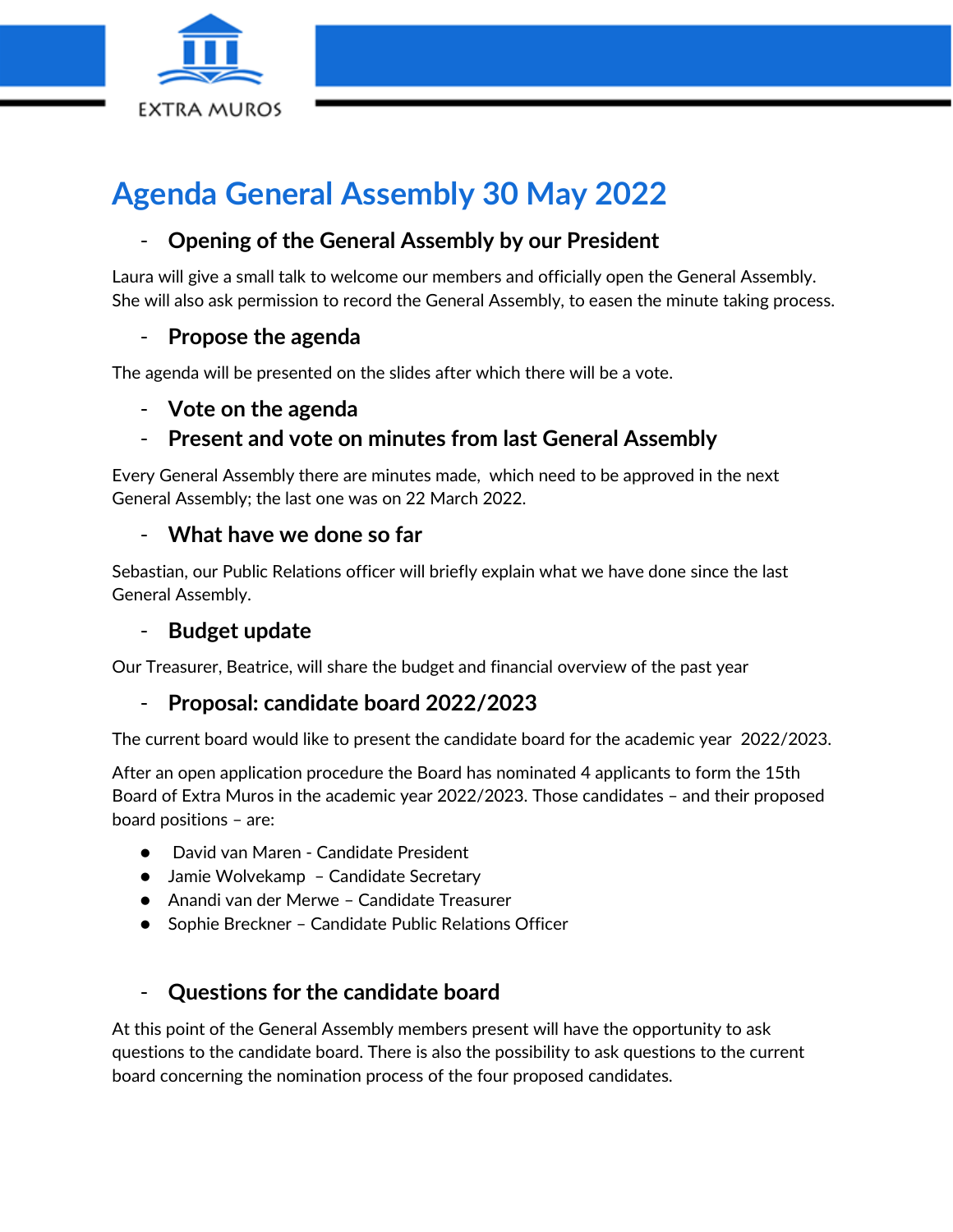EXTRA MUROS

# Agenda General Assembly 30 May 2022

## - Opening of the General Assembly by our President

Laura will give a small talk to welcome our members and officially open the General Assembly. She will also ask permission to record the General Assembly, to easen the minute taking process.

## - Propose the agenda

The agenda will be presented on the slides after which there will be a vote.

## - Vote on the agenda

## - Present and vote on minutes from last General Assembly

Every General Assembly there are minutes made, which need to be approved in the next General Assembly; the last one was on 22 March 2022.

## - What have we done so far

Sebastian, our Public Relations officer will briefly explain what we have done since the last General Assembly.

## - Budget update

Our Treasurer, Beatrice, will share the budget and financial overview of the past year

## - Proposal: candidate board 2022/2023

The current board would like to present the candidate board for the academic year 2022/2023.

After an open application procedure the Board has nominated 4 applicants to form the 15th Board of Extra Muros in the academic year 2022/2023. Those candidates – and their proposed board positions – are:

- David van Maren - Candidate President
- Jamie Wolvekamp – Candidate Secretary
- Anandi van der Merwe – Candidate Treasurer
- Sophie Breckner – Candidate Public Relations Officer

## - Questions for the candidate board

At this point of the General Assembly members present will have the opportunity to ask questions to the candidate board. There is also the possibility to ask questions to the current board concerning the nomination process of the four proposed candidates.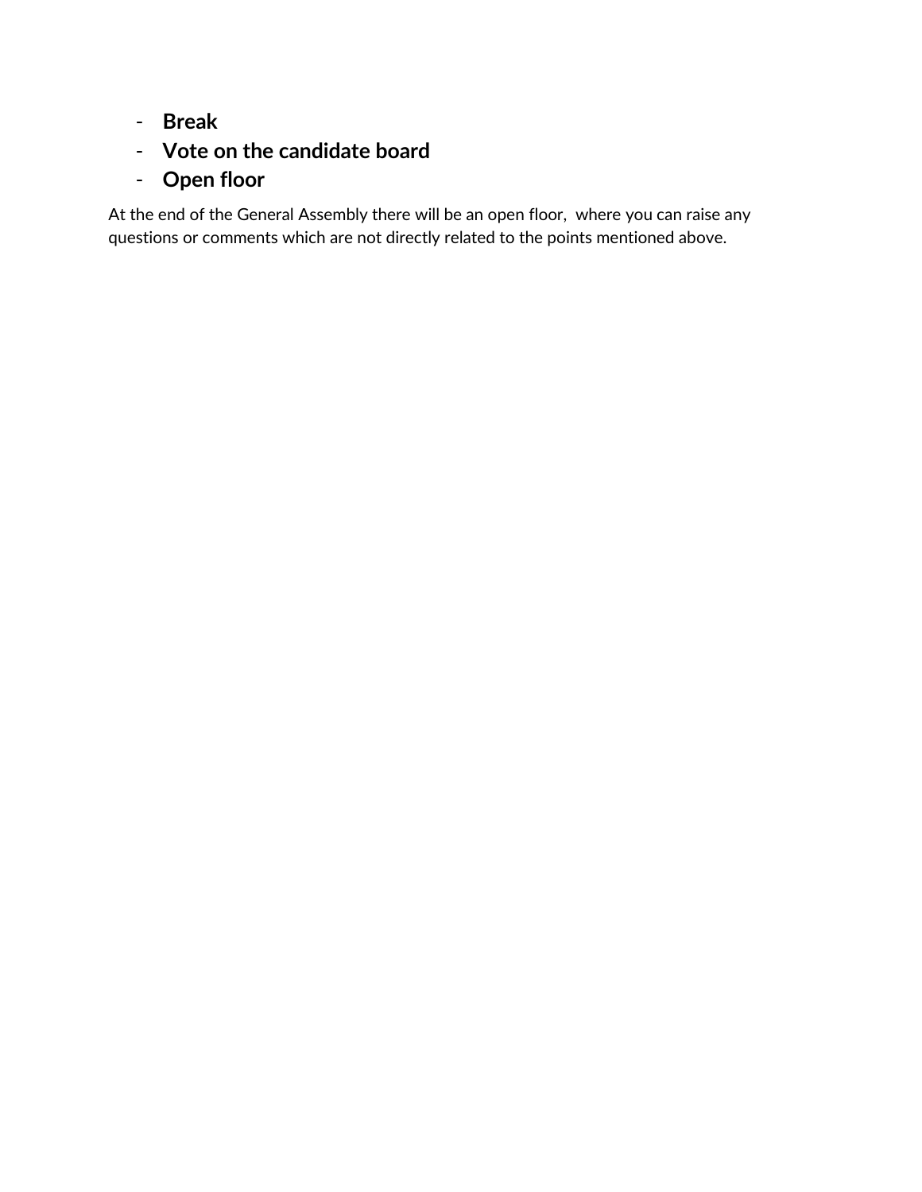- **Break**
- **Vote on the candidate board**
- **Open floor**

At the end of the General Assembly there will be an open floor, where you can raise any questions or comments which are not directly related to the points mentioned above.